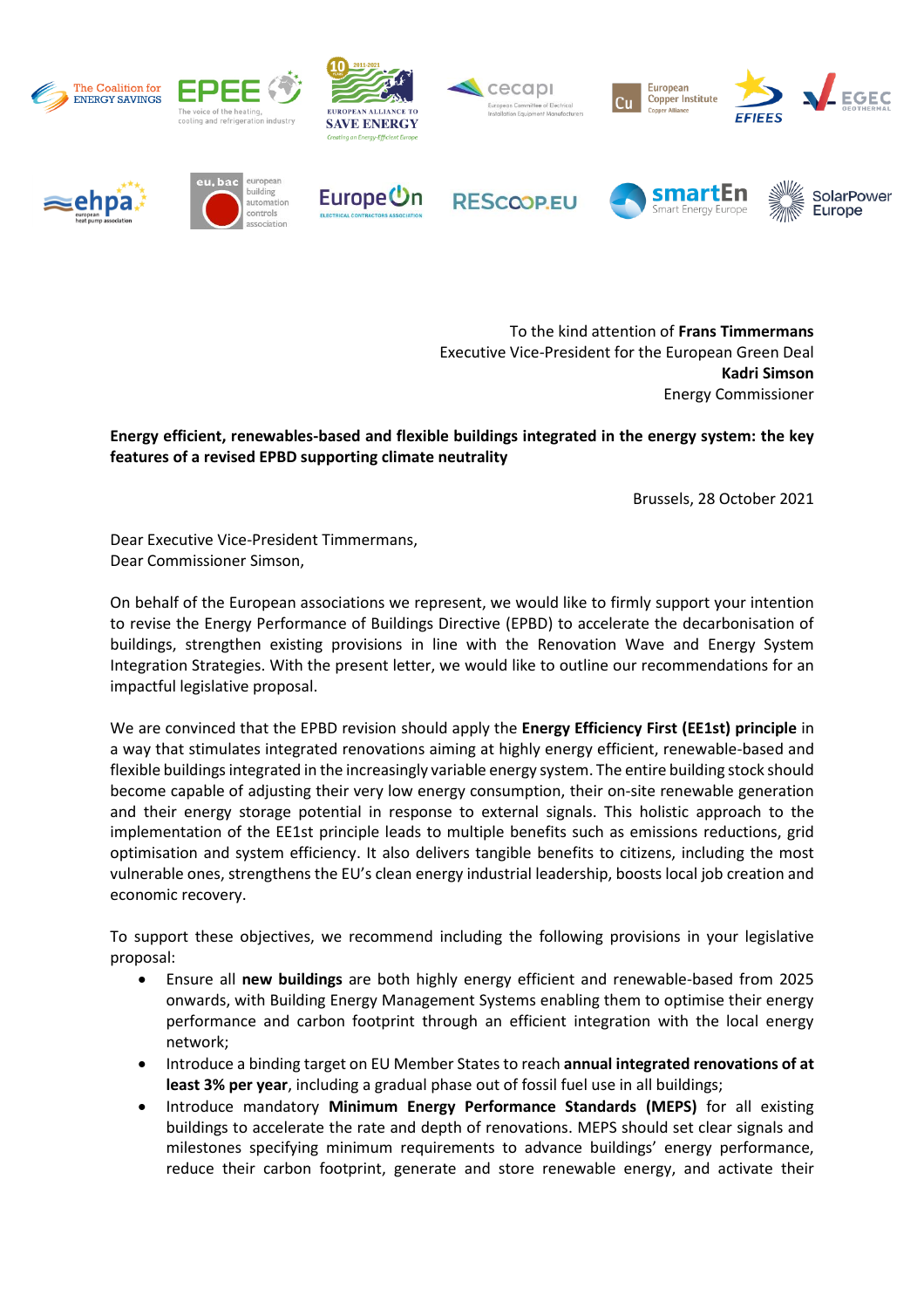To the kind attention of **Frans Timmermans**
Executive Vice-President for the European Green Deal
**Kadri Simson**
Energy Commissioner

**Energy efficient, renewables-based and flexible buildings integrated in the energy system: the key features of a revised EPBD supporting climate neutrality**

Brussels, 28 October 2021

Dear Executive Vice-President Timmermans,
Dear Commissioner Simson,

On behalf of the European associations we represent, we would like to firmly support your intention to revise the Energy Performance of Buildings Directive (EPBD) to accelerate the decarbonisation of buildings, strengthen existing provisions in line with the Renovation Wave and Energy System Integration Strategies. With the present letter, we would like to outline our recommendations for an impactful legislative proposal.

We are convinced that the EPBD revision should apply the **Energy Efficiency First (EE1st) principle** in a way that stimulates integrated renovations aiming at highly energy efficient, renewable-based and flexible buildings integrated in the increasingly variable energy system. The entire building stock should become capable of adjusting their very low energy consumption, their on-site renewable generation and their energy storage potential in response to external signals. This holistic approach to the implementation of the EE1st principle leads to multiple benefits such as emissions reductions, grid optimisation and system efficiency. It also delivers tangible benefits to citizens, including the most vulnerable ones, strengthens the EU's clean energy industrial leadership, boosts local job creation and economic recovery.

To support these objectives, we recommend including the following provisions in your legislative proposal:

- Ensure all **new buildings** are both highly energy efficient and renewable-based from 2025 onwards, with Building Energy Management Systems enabling them to optimise their energy performance and carbon footprint through an efficient integration with the local energy network;
- Introduce a binding target on EU Member States to reach **annual integrated renovations of at least 3% per year**, including a gradual phase out of fossil fuel use in all buildings;
- Introduce mandatory **Minimum Energy Performance Standards (MEPS)** for all existing buildings to accelerate the rate and depth of renovations. MEPS should set clear signals and milestones specifying minimum requirements to advance buildings' energy performance, reduce their carbon footprint, generate and store renewable energy, and activate their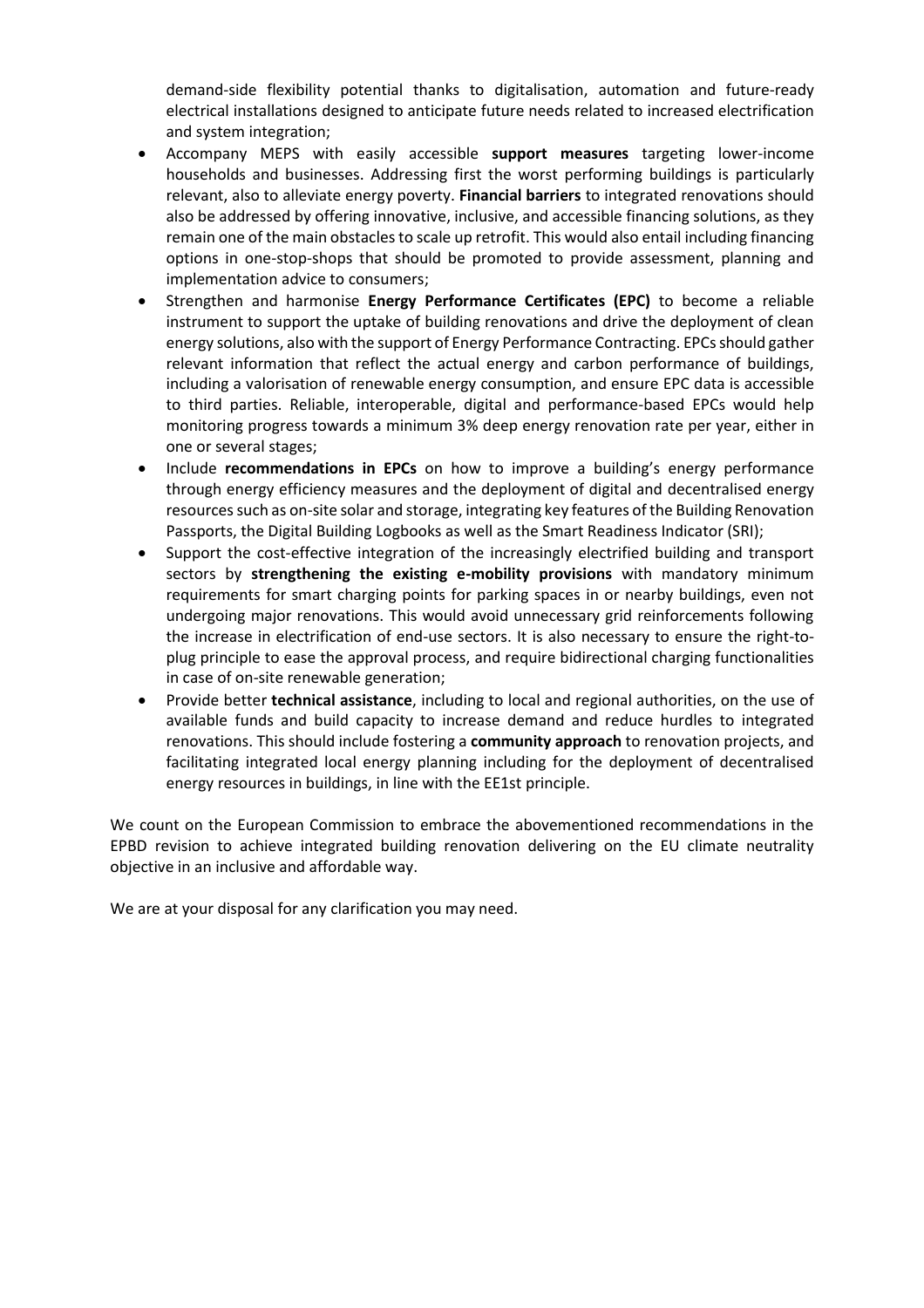demand-side flexibility potential thanks to digitalisation, automation and future-ready electrical installations designed to anticipate future needs related to increased electrification and system integration;

- Accompany MEPS with easily accessible **support measures** targeting lower-income households and businesses. Addressing first the worst performing buildings is particularly relevant, also to alleviate energy poverty. **Financial barriers** to integrated renovations should also be addressed by offering innovative, inclusive, and accessible financing solutions, as they remain one of the main obstacles to scale up retrofit. This would also entail including financing options in one-stop-shops that should be promoted to provide assessment, planning and implementation advice to consumers;
- Strengthen and harmonise **Energy Performance Certificates (EPC)** to become a reliable instrument to support the uptake of building renovations and drive the deployment of clean energy solutions, also with the support of Energy Performance Contracting. EPCs should gather relevant information that reflect the actual energy and carbon performance of buildings, including a valorisation of renewable energy consumption, and ensure EPC data is accessible to third parties. Reliable, interoperable, digital and performance-based EPCs would help monitoring progress towards a minimum 3% deep energy renovation rate per year, either in one or several stages;
- Include **recommendations in EPCs** on how to improve a building's energy performance through energy efficiency measures and the deployment of digital and decentralised energy resources such as on-site solar and storage, integrating key features of the Building Renovation Passports, the Digital Building Logbooks as well as the Smart Readiness Indicator (SRI);
- Support the cost-effective integration of the increasingly electrified building and transport sectors by **strengthening the existing e-mobility provisions** with mandatory minimum requirements for smart charging points for parking spaces in or nearby buildings, even not undergoing major renovations. This would avoid unnecessary grid reinforcements following the increase in electrification of end-use sectors. It is also necessary to ensure the right-to-plug principle to ease the approval process, and require bidirectional charging functionalities in case of on-site renewable generation;
- Provide better **technical assistance**, including to local and regional authorities, on the use of available funds and build capacity to increase demand and reduce hurdles to integrated renovations. This should include fostering a **community approach** to renovation projects, and facilitating integrated local energy planning including for the deployment of decentralised energy resources in buildings, in line with the EE1st principle.

We count on the European Commission to embrace the abovementioned recommendations in the EPBD revision to achieve integrated building renovation delivering on the EU climate neutrality objective in an inclusive and affordable way.

We are at your disposal for any clarification you may need.